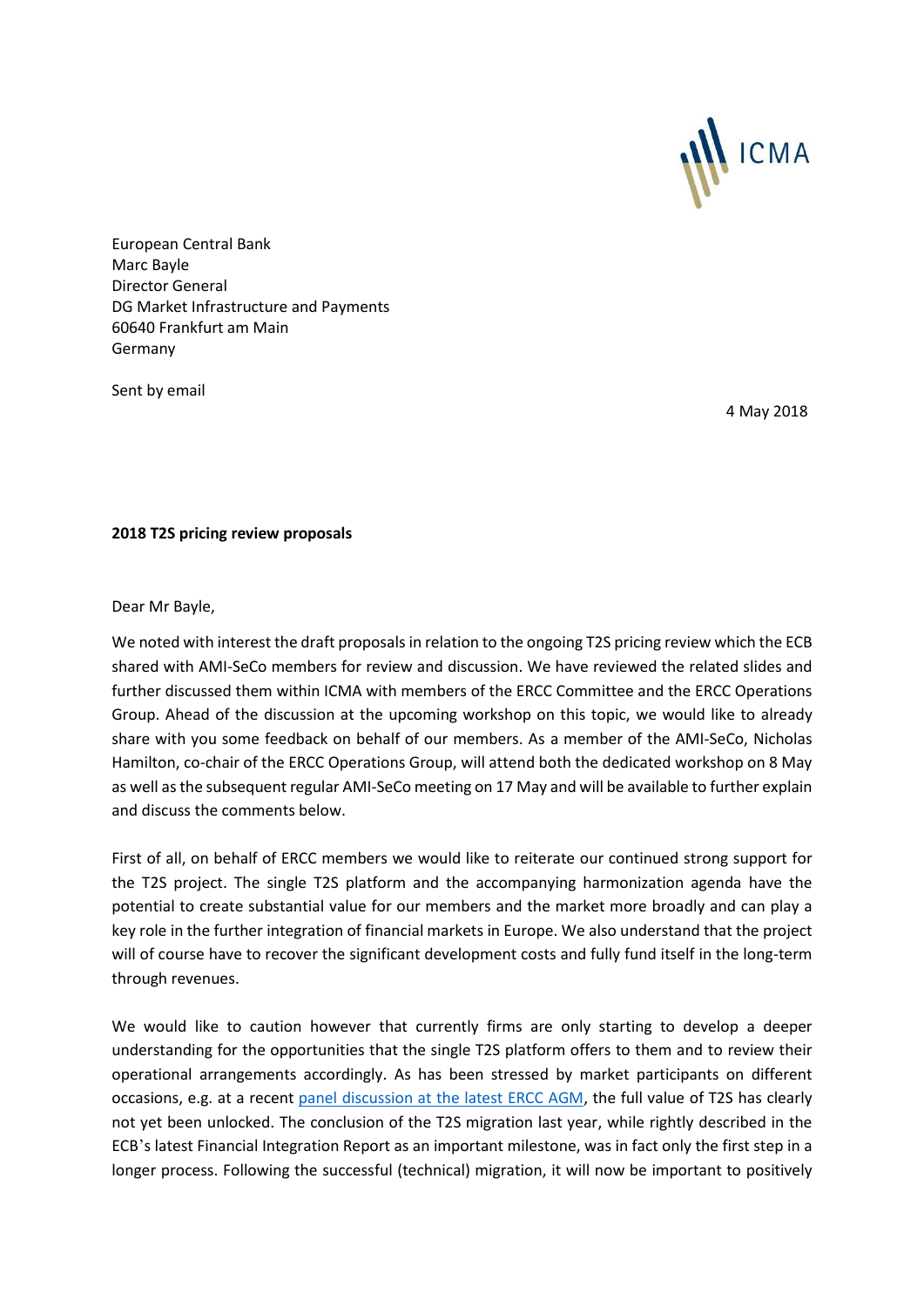European Central Bank
Marc Bayle
Director General
DG Market Infrastructure and Payments
60640 Frankfurt am Main
Germany

Sent by email

4 May 2018

**2018 T2S pricing review proposals**

Dear Mr Bayle,

We noted with interest the draft proposals in relation to the ongoing T2S pricing review which the ECB shared with AMI-SeCo members for review and discussion. We have reviewed the related slides and further discussed them within ICMA with members of the ERCC Committee and the ERCC Operations Group. Ahead of the discussion at the upcoming workshop on this topic, we would like to already share with you some feedback on behalf of our members. As a member of the AMI-SeCo, Nicholas Hamilton, co-chair of the ERCC Operations Group, will attend both the dedicated workshop on 8 May as well as the subsequent regular AMI-SeCo meeting on 17 May and will be available to further explain and discuss the comments below.

First of all, on behalf of ERCC members we would like to reiterate our continued strong support for the T2S project. The single T2S platform and the accompanying harmonization agenda have the potential to create substantial value for our members and the market more broadly and can play a key role in the further integration of financial markets in Europe. We also understand that the project will of course have to recover the significant development costs and fully fund itself in the long-term through revenues.

We would like to caution however that currently firms are only starting to develop a deeper understanding for the opportunities that the single T2S platform offers to them and to review their operational arrangements accordingly. As has been stressed by market participants on different occasions, e.g. at a recent panel discussion at the latest ERCC AGM, the full value of T2S has clearly not yet been unlocked. The conclusion of the T2S migration last year, while rightly described in the ECB's latest Financial Integration Report as an important milestone, was in fact only the first step in a longer process. Following the successful (technical) migration, it will now be important to positively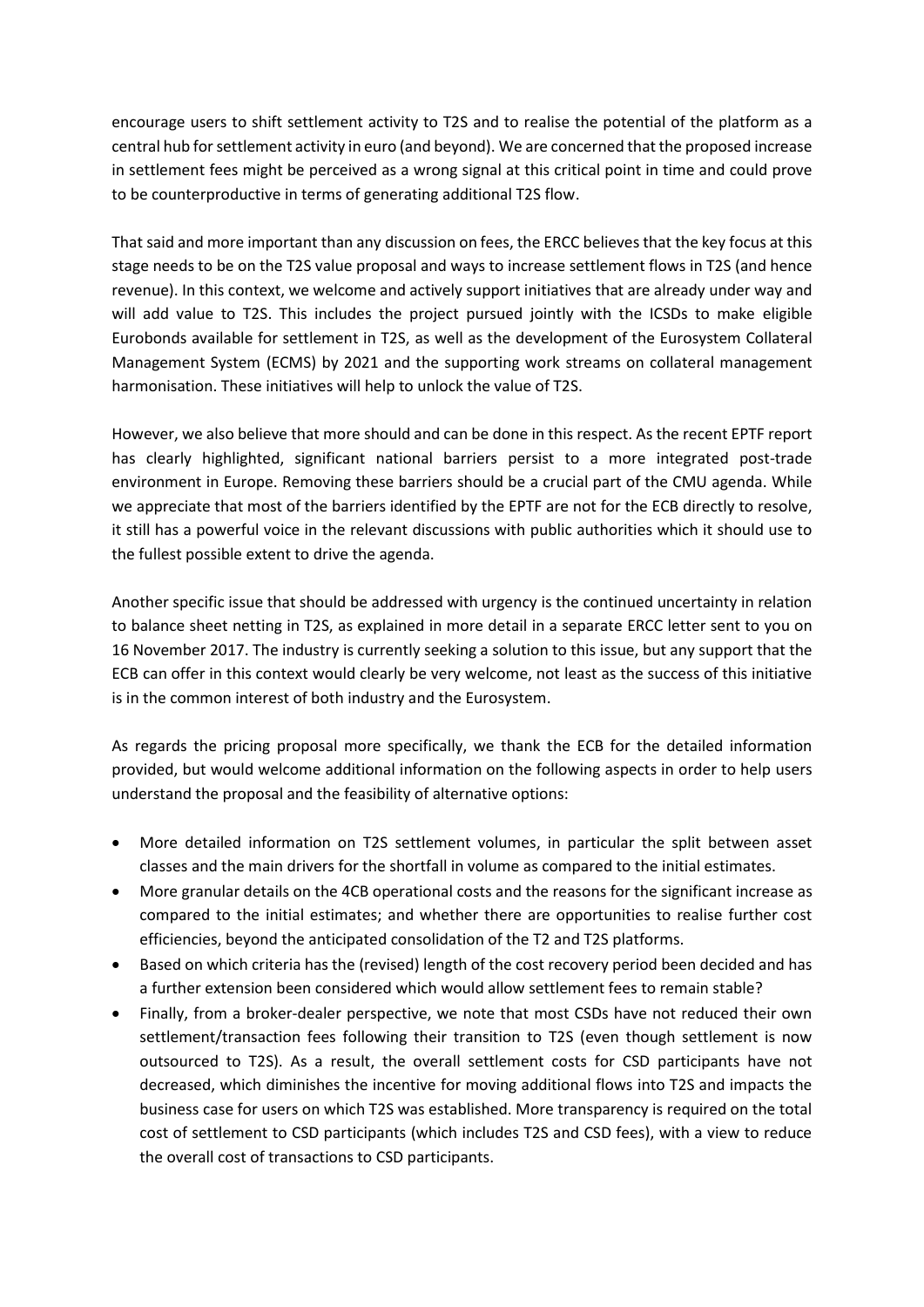encourage users to shift settlement activity to T2S and to realise the potential of the platform as a central hub for settlement activity in euro (and beyond). We are concerned that the proposed increase in settlement fees might be perceived as a wrong signal at this critical point in time and could prove to be counterproductive in terms of generating additional T2S flow.

That said and more important than any discussion on fees, the ERCC believes that the key focus at this stage needs to be on the T2S value proposal and ways to increase settlement flows in T2S (and hence revenue). In this context, we welcome and actively support initiatives that are already under way and will add value to T2S. This includes the project pursued jointly with the ICSDs to make eligible Eurobonds available for settlement in T2S, as well as the development of the Eurosystem Collateral Management System (ECMS) by 2021 and the supporting work streams on collateral management harmonisation. These initiatives will help to unlock the value of T2S.

However, we also believe that more should and can be done in this respect. As the recent EPTF report has clearly highlighted, significant national barriers persist to a more integrated post-trade environment in Europe. Removing these barriers should be a crucial part of the CMU agenda. While we appreciate that most of the barriers identified by the EPTF are not for the ECB directly to resolve, it still has a powerful voice in the relevant discussions with public authorities which it should use to the fullest possible extent to drive the agenda.

Another specific issue that should be addressed with urgency is the continued uncertainty in relation to balance sheet netting in T2S, as explained in more detail in a separate ERCC letter sent to you on 16 November 2017. The industry is currently seeking a solution to this issue, but any support that the ECB can offer in this context would clearly be very welcome, not least as the success of this initiative is in the common interest of both industry and the Eurosystem.

As regards the pricing proposal more specifically, we thank the ECB for the detailed information provided, but would welcome additional information on the following aspects in order to help users understand the proposal and the feasibility of alternative options:

- More detailed information on T2S settlement volumes, in particular the split between asset classes and the main drivers for the shortfall in volume as compared to the initial estimates.
- More granular details on the 4CB operational costs and the reasons for the significant increase as compared to the initial estimates; and whether there are opportunities to realise further cost efficiencies, beyond the anticipated consolidation of the T2 and T2S platforms.
- Based on which criteria has the (revised) length of the cost recovery period been decided and has a further extension been considered which would allow settlement fees to remain stable?
- Finally, from a broker-dealer perspective, we note that most CSDs have not reduced their own settlement/transaction fees following their transition to T2S (even though settlement is now outsourced to T2S). As a result, the overall settlement costs for CSD participants have not decreased, which diminishes the incentive for moving additional flows into T2S and impacts the business case for users on which T2S was established. More transparency is required on the total cost of settlement to CSD participants (which includes T2S and CSD fees), with a view to reduce the overall cost of transactions to CSD participants.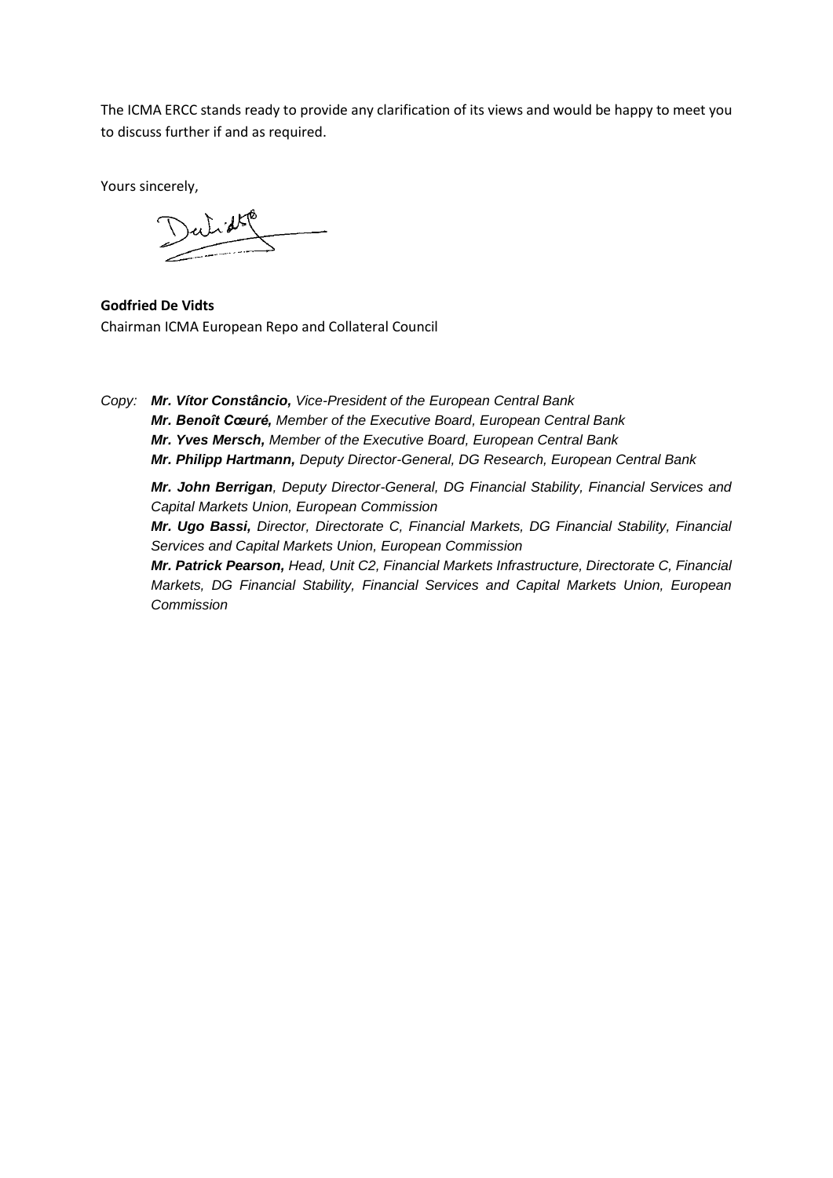The ICMA ERCC stands ready to provide any clarification of its views and would be happy to meet you to discuss further if and as required.

Yours sincerely,

**Godfried De Vidts**
Chairman ICMA European Repo and Collateral Council

*Copy:* ***Mr. Vítor Constâncio,*** *Vice-President of the European Central Bank*
***Mr. Benoît Cœuré,*** *Member of the Executive Board, European Central Bank*
***Mr. Yves Mersch,*** *Member of the Executive Board, European Central Bank*
***Mr. Philipp Hartmann,*** *Deputy Director-General, DG Research, European Central Bank*

***Mr. John Berrigan****, Deputy Director-General, DG Financial Stability, Financial Services and Capital Markets Union, European Commission*
***Mr. Ugo Bassi,*** *Director, Directorate C, Financial Markets, DG Financial Stability, Financial Services and Capital Markets Union, European Commission*
***Mr. Patrick Pearson,*** *Head, Unit C2, Financial Markets Infrastructure, Directorate C, Financial Markets, DG Financial Stability, Financial Services and Capital Markets Union, European Commission*